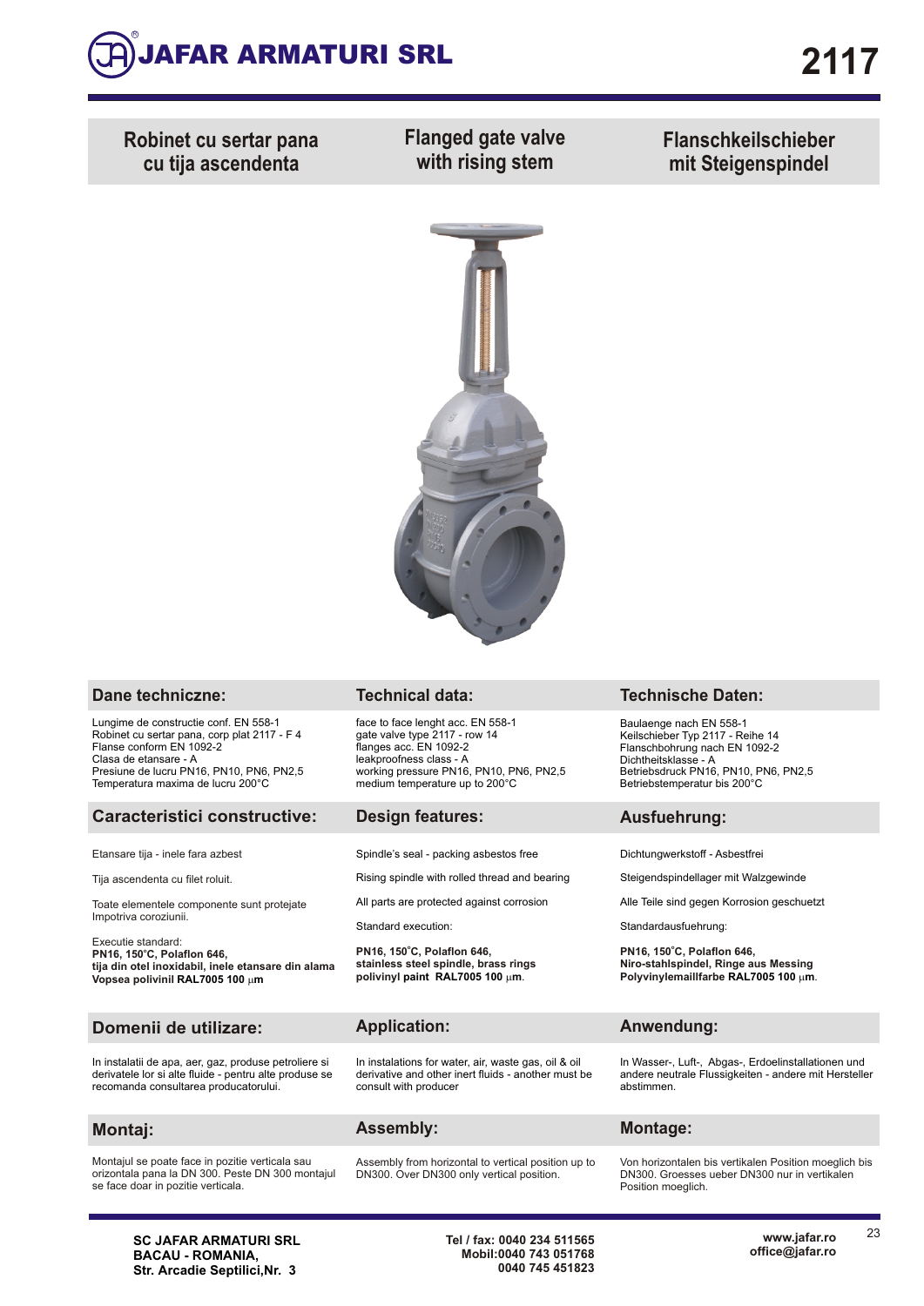# JAFAR ARMATURI SRL

# 2117

## Robinet cu sertar pana cu tija ascendenta

## Flanged gate valve with rising stem

## Flanschkeilschieber mit Steigenspindel

## Dane techniczne:

Lungime de constructie conf. EN 558-1
Robinet cu sertar pana, corp plat 2117 - F 4
Flanse conform EN 1092-2
Clasa de etansare - A
Presiune de lucru PN16, PN10, PN6, PN2,5
Temperatura maxima de lucru 200°C

## Technical data:

face to face lenght acc. EN 558-1
gate valve type 2117 - row 14
flanges acc. EN 1092-2
leakproofness class - A
working pressure PN16, PN10, PN6, PN2,5
medium temperature up to 200°C

## Technische Daten:

Baulaenge nach EN 558-1
Keilschieber Typ 2117 - Reihe 14
Flanschbohrung nach EN 1092-2
Dichtheitsklasse - A
Betriebsdruck PN16, PN10, PN6, PN2,5
Betriebstemperatur bis 200°C

## Caracteristici constructive:

Etansare tija - inele fara azbest

Tija ascendenta cu filet roluit.

Toate elementele componente sunt protejate impotriva coroziunii.

Executie standard:
**PN16, 150°C, Polaflon 646,**
**tija din otel inoxidabil, inele etansare din alama**
**Vopsea polivinil RAL7005 100 µm**

## Design features:

Spindle's seal - packing asbestos free

Rising spindle with rolled thread and bearing

All parts are protected against corrosion

Standard execution:

**PN16, 150°C, Polaflon 646,**
**stainless steel spindle, brass rings**
**polivinyl paint RAL7005 100 µm.**

## Ausfuehrung:

Dichtungwerkstoff - Asbestfrei

Steigendspindellager mit Walzgewinde

Alle Teile sind gegen Korrosion geschuetzt

Standardausfuehrung:

**PN16, 150°C, Polaflon 646,**
**Niro-stahlspindel, Ringe aus Messing**
**Polyvinylemaillfarbe RAL7005 100 µm.**

## Domenii de utilizare:

In instalatii de apa, aer, gaz, produse petroliere si derivatele lor si alte fluide - pentru alte produse se recomanda consultarea producatorului.

## Application:

In instalations for water, air, waste gas, oil & oil derivative and other inert fluids - another must be consult with producer

## Anwendung:

In Wasser-, Luft-, Abgas-, Erdoelinstallationen und andere neutrale Flussigkeiten - andere mit Hersteller abstimmen.

## Montaj:

Montajul se poate face in pozitie verticala sau orizontala pana la DN 300. Peste DN 300 montajul se face doar in pozitie verticala.

## Assembly:

Assembly from horizontal to vertical position up to DN300. Over DN300 only vertical position.

## Montage:

Von horizontalen bis vertikalen Position moeglich bis DN300. Groesses ueber DN300 nur in vertikalen Position moeglich.

**SC JAFAR ARMATURI SRL**
**BACAU - ROMANIA,**
**Str. Arcadie Septilici,Nr. 3**

**Tel / fax: 0040 234 511565**
**Mobil:0040 743 051768**
**0040 745 451823**

**www.jafar.ro**
**office@jafar.ro**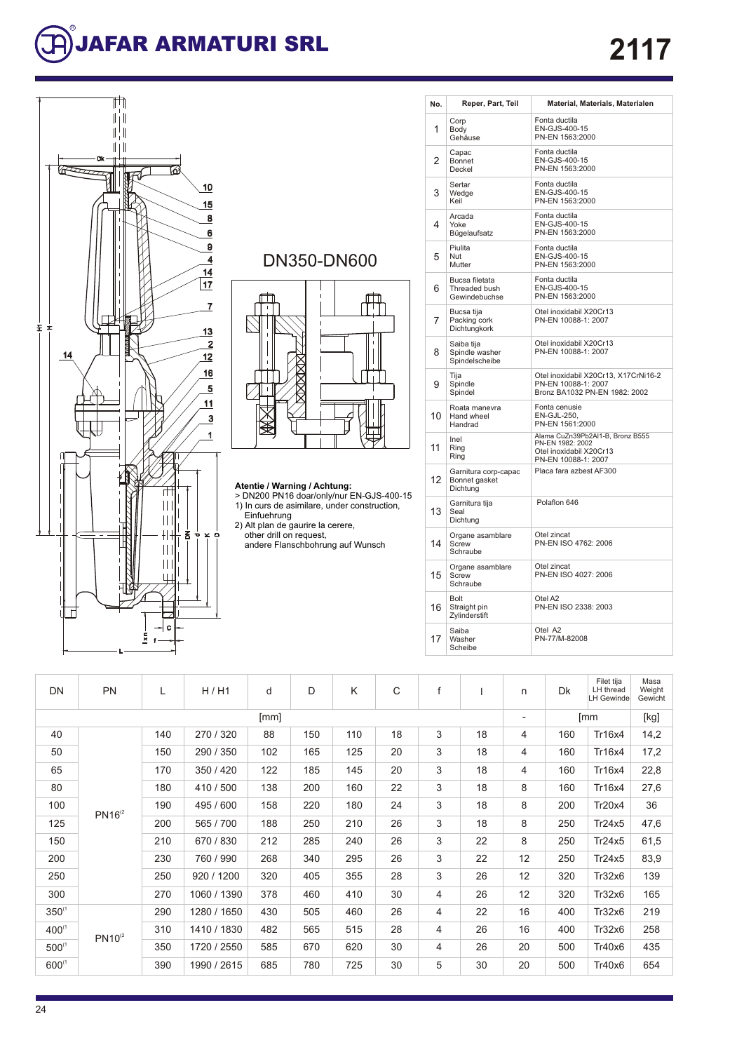# JAFAR ARMATURI SRL

# 2117

DN350-DN600

**Atentie / Warning / Achtung:**

> DN200 PN16 doar/only/nur EN-GJS-400-15

1) In curs de asimilare, under construction, Einfuehrung
2) Alt plan de gaurire la cerere, other drill on request, andere Flanschbohrung auf Wunsch

| No. | Reper, Part, Teil | Material, Materials, Materialen |
|---|---|---|
| 1 | Corp<br>Body<br>Gehäuse | Fonta ductila<br>EN-GJS-400-15<br>PN-EN 1563:2000 |
| 2 | Capac<br>Bonnet<br>Deckel | Fonta ductila<br>EN-GJS-400-15<br>PN-EN 1563:2000 |
| 3 | Sertar<br>Wedge<br>Keil | Fonta ductila<br>EN-GJS-400-15<br>PN-EN 1563:2000 |
| 4 | Arcada<br>Yoke<br>Bügelaufsatz | Fonta ductila<br>EN-GJS-400-15<br>PN-EN 1563:2000 |
| 5 | Piulita<br>Nut<br>Mutter | Fonta ductila<br>EN-GJS-400-15<br>PN-EN 1563:2000 |
| 6 | Bucsa filetata<br>Threaded bush<br>Gewindebuchse | Fonta ductila<br>EN-GJS-400-15<br>PN-EN 1563:2000 |
| 7 | Bucsa tija<br>Packing cork<br>Dichtungkork | Otel inoxidabil X20Cr13<br>PN-EN 10088-1: 2007 |
| 8 | Saiba tija<br>Spindle washer<br>Spindelscheibe | Otel inoxidabil X20Cr13<br>PN-EN 10088-1: 2007 |
| 9 | Tija<br>Spindle<br>Spindel | Otel inoxidabil X20Cr13, X17CrNi16-2<br>PN-EN 10088-1: 2007<br>Bronz BA1032 PN-EN 1982: 2002 |
| 10 | Roata manevra<br>Hand wheel<br>Handrad | Fonta cenusie<br>EN-GJL-250,<br>PN-EN 1561:2000 |
| 11 | Inel<br>Ring<br>Ring | Alama CuZn39Pb2Al1-B, Bronz B555<br>PN-EN 1982: 2002<br>Otel inoxidabil X20Cr13<br>PN-EN 10088-1: 2007 |
| 12 | Garnitura corp-capac<br>Bonnet gasket<br>Dichtung | Placa fara azbest AF300 |
| 13 | Garnitura tija<br>Seal<br>Dichtung | Polaflon 646 |
| 14 | Organe asamblare<br>Screw<br>Schraube | Otel zincat<br>PN-EN ISO 4762: 2006 |
| 15 | Organe asamblare<br>Screw<br>Schraube | Otel zincat<br>PN-EN ISO 4027: 2006 |
| 16 | Bolt<br>Straight pin<br>Zylinderstift | Otel A2<br>PN-EN ISO 2338: 2003 |
| 17 | Saiba<br>Washer<br>Scheibe | Otel A2<br>PN-77/M-82008 |

| DN | PN | L | H / H1 | d | D | K | C | f | l | n | Dk | Filet tija LH thread LH Gewinde | Masa Weight Gewicht |
|---|---|---|---|---|---|---|---|---|---|---|---|---|---|
| | | [mm] | | | | | | | | - | [mm | | [kg] |
| 40 | PN16[2] | 140 | 270 / 320 | 88 | 150 | 110 | 18 | 3 | 18 | 4 | 160 | Tr16x4 | 14,2 |
| 50 | | 150 | 290 / 350 | 102 | 165 | 125 | 20 | 3 | 18 | 4 | 160 | Tr16x4 | 17,2 |
| 65 | | 170 | 350 / 420 | 122 | 185 | 145 | 20 | 3 | 18 | 4 | 160 | Tr16x4 | 22,8 |
| 80 | | 180 | 410 / 500 | 138 | 200 | 160 | 22 | 3 | 18 | 8 | 160 | Tr16x4 | 27,6 |
| 100 | | 190 | 495 / 600 | 158 | 220 | 180 | 24 | 3 | 18 | 8 | 200 | Tr20x4 | 36 |
| 125 | | 200 | 565 / 700 | 188 | 250 | 210 | 26 | 3 | 18 | 8 | 250 | Tr24x5 | 47,6 |
| 150 | | 210 | 670 / 830 | 212 | 285 | 240 | 26 | 3 | 22 | 8 | 250 | Tr24x5 | 61,5 |
| 200 | | 230 | 760 / 990 | 268 | 340 | 295 | 26 | 3 | 22 | 12 | 250 | Tr24x5 | 83,9 |
| 250 | | 250 | 920 / 1200 | 320 | 405 | 355 | 28 | 3 | 26 | 12 | 320 | Tr32x6 | 139 |
| 300 | | 270 | 1060 / 1390 | 378 | 460 | 410 | 30 | 4 | 26 | 12 | 320 | Tr32x6 | 165 |
| 350[1] | PN10[2] | 290 | 1280 / 1650 | 430 | 505 | 460 | 26 | 4 | 22 | 16 | 400 | Tr32x6 | 219 |
| 400[1] | | 310 | 1410 / 1830 | 482 | 565 | 515 | 28 | 4 | 26 | 16 | 400 | Tr32x6 | 258 |
| 500[1] | | 350 | 1720 / 2550 | 585 | 670 | 620 | 30 | 4 | 26 | 20 | 500 | Tr40x6 | 435 |
| 600[1] | | 390 | 1990 / 2615 | 685 | 780 | 725 | 30 | 5 | 30 | 20 | 500 | Tr40x6 | 654 |